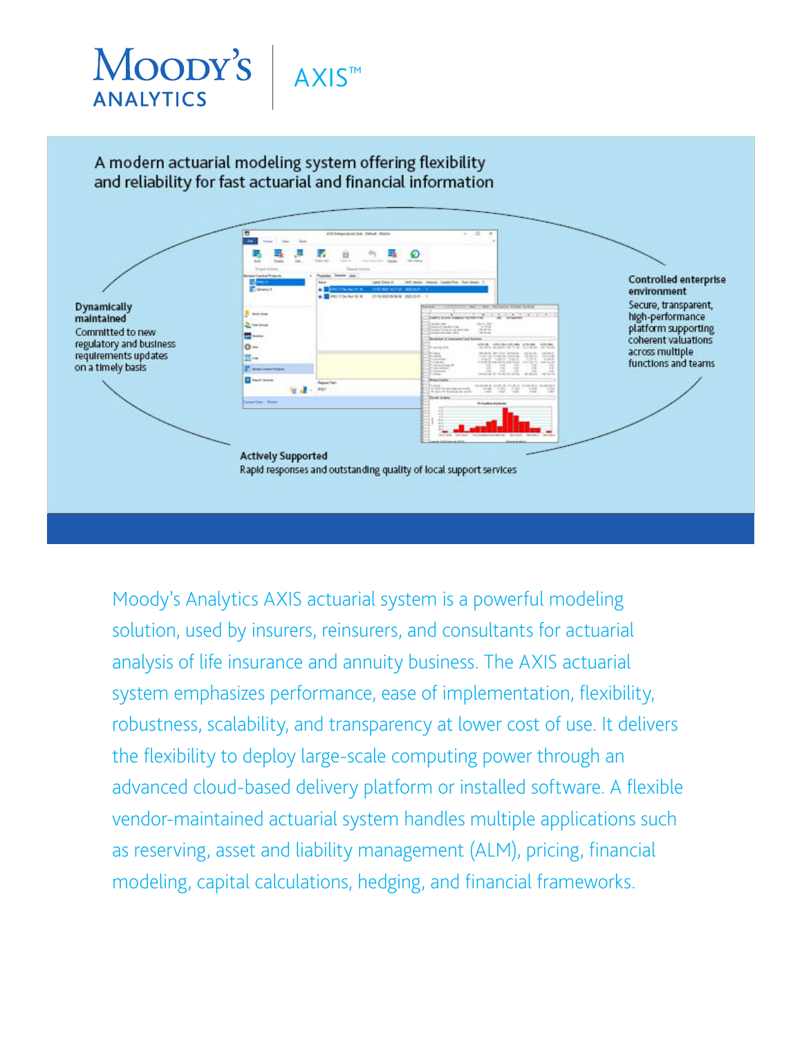# Moody's ANALYTICS | AXIS™

A modern actuarial modeling system offering flexibility and reliability for fast actuarial and financial information

**Dynamically maintained**
Committed to new regulatory and business requirements updates on a timely basis

**Controlled enterprise environment**
Secure, transparent, high-performance platform supporting coherent valuations across multiple functions and teams

**Actively Supported**
Rapid responses and outstanding quality of local support services

Moody's Analytics AXIS actuarial system is a powerful modeling solution, used by insurers, reinsurers, and consultants for actuarial analysis of life insurance and annuity business. The AXIS actuarial system emphasizes performance, ease of implementation, flexibility, robustness, scalability, and transparency at lower cost of use. It delivers the flexibility to deploy large-scale computing power through an advanced cloud-based delivery platform or installed software. A flexible vendor-maintained actuarial system handles multiple applications such as reserving, asset and liability management (ALM), pricing, financial modeling, capital calculations, hedging, and financial frameworks.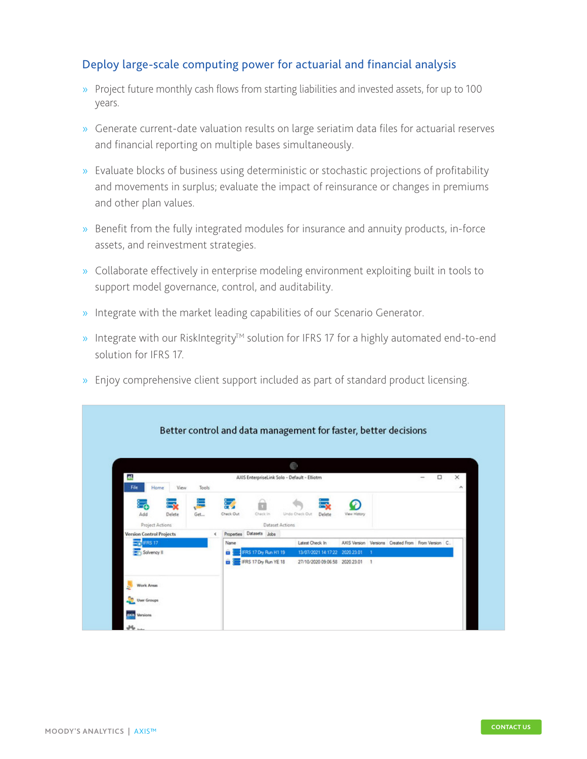## Deploy large-scale computing power for actuarial and financial analysis

- Project future monthly cash flows from starting liabilities and invested assets, for up to 100 years.
- Generate current-date valuation results on large seriatim data files for actuarial reserves and financial reporting on multiple bases simultaneously.
- Evaluate blocks of business using deterministic or stochastic projections of profitability and movements in surplus; evaluate the impact of reinsurance or changes in premiums and other plan values.
- Benefit from the fully integrated modules for insurance and annuity products, in-force assets, and reinvestment strategies.
- Collaborate effectively in enterprise modeling environment exploiting built in tools to support model governance, control, and auditability.
- Integrate with the market leading capabilities of our Scenario Generator.
- Integrate with our RiskIntegrity™ solution for IFRS 17 for a highly automated end-to-end solution for IFRS 17.
- Enjoy comprehensive client support included as part of standard product licensing.

Better control and data management for faster, better decisions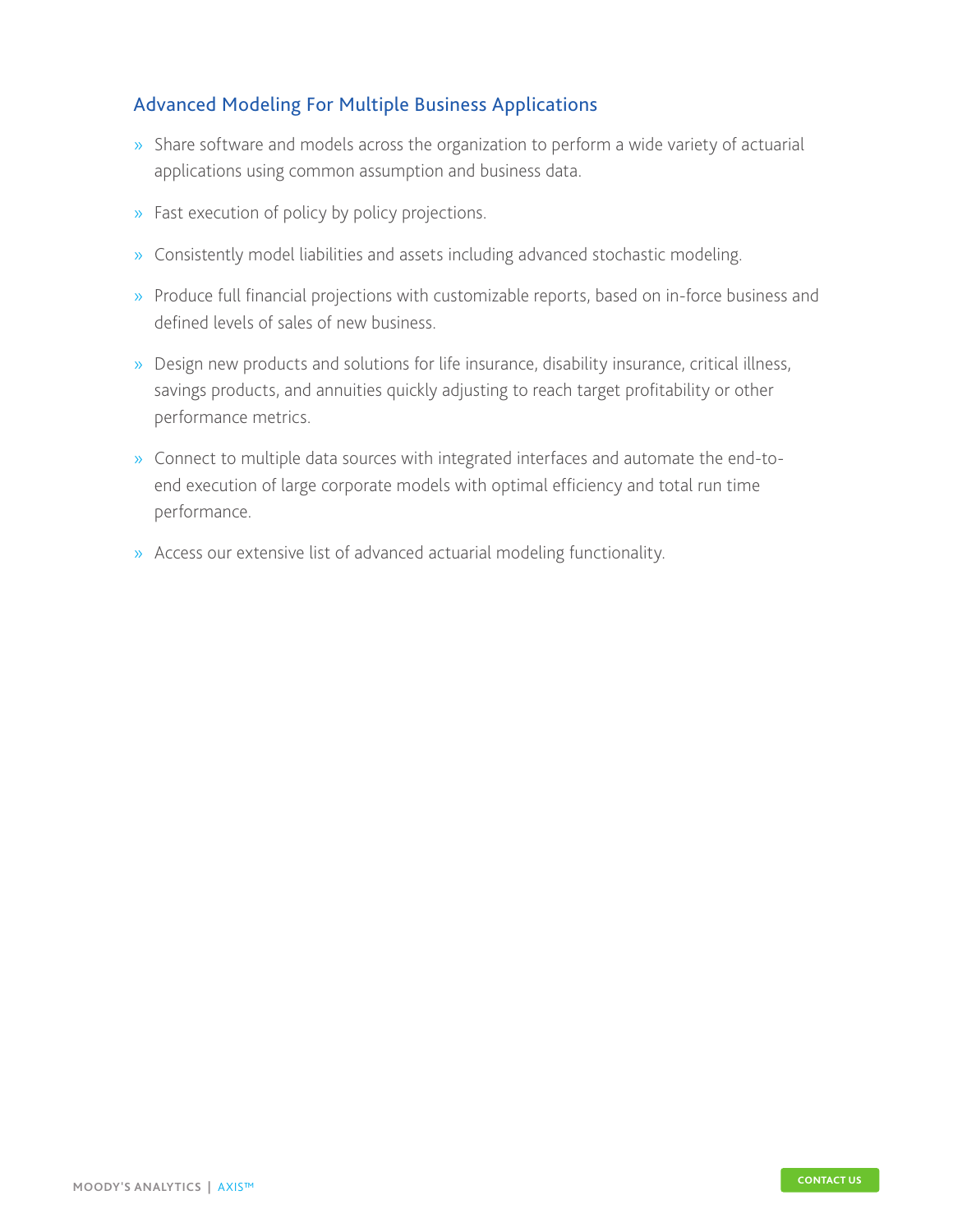## Advanced Modeling For Multiple Business Applications

- Share software and models across the organization to perform a wide variety of actuarial applications using common assumption and business data.
- Fast execution of policy by policy projections.
- Consistently model liabilities and assets including advanced stochastic modeling.
- Produce full financial projections with customizable reports, based on in-force business and defined levels of sales of new business.
- Design new products and solutions for life insurance, disability insurance, critical illness, savings products, and annuities quickly adjusting to reach target profitability or other performance metrics.
- Connect to multiple data sources with integrated interfaces and automate the end-to-end execution of large corporate models with optimal efficiency and total run time performance.
- Access our extensive list of advanced actuarial modeling functionality.

CONTACT US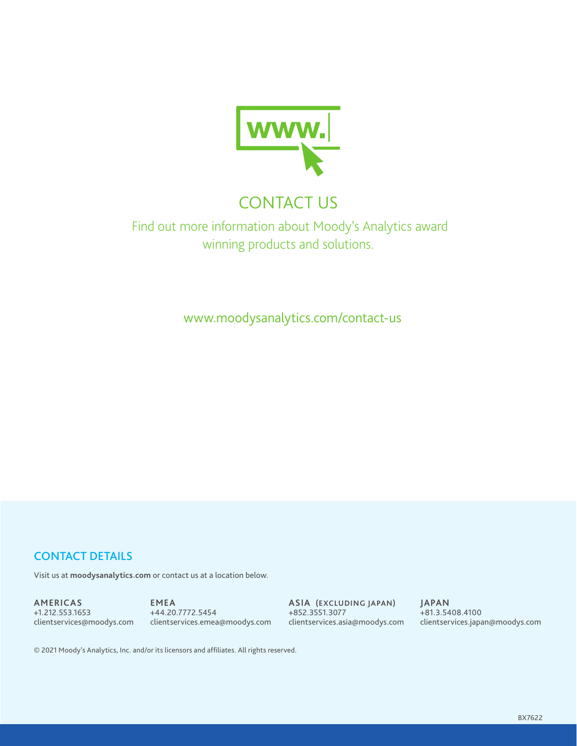# CONTACT US

Find out more information about Moody's Analytics award winning products and solutions.

www.moodysanalytics.com/contact-us

## CONTACT DETAILS

Visit us at **moodysanalytics.com** or contact us at a location below.

**AMERICAS**
+1.212.553.1653
clientservices@moodys.com

**EMEA**
+44.20.7772.5454
clientservices.emea@moodys.com

**ASIA (EXCLUDING JAPAN)**
+852.3551.3077
clientservices.asia@moodys.com

**JAPAN**
+81.3.5408.4100
clientservices.japan@moodys.com

© 2021 Moody's Analytics, Inc. and/or its licensors and affiliates. All rights reserved.

BX7622